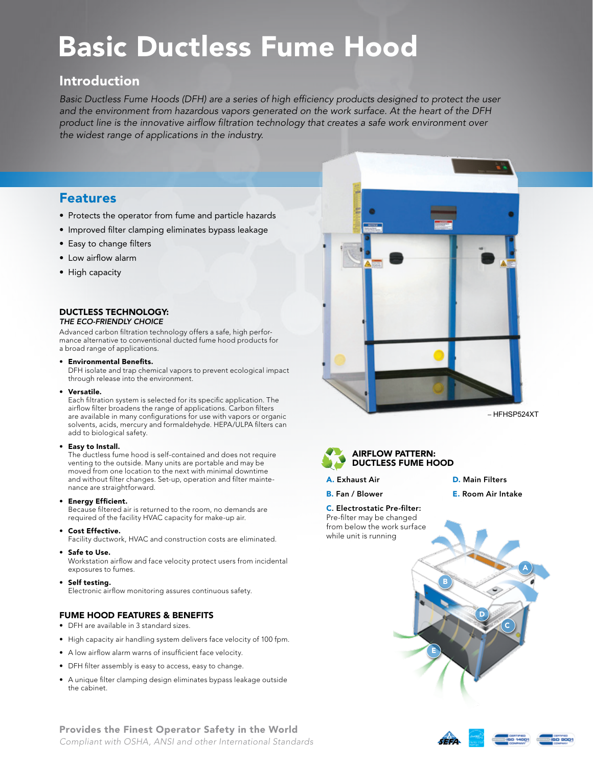# Basic Ductless Fume Hood

## Introduction

*Basic Ductless Fume Hoods (DFH) are a series of high efficiency products designed to protect the user and the environment from hazardous vapors generated on the work surface. At the heart of the DFH product line is the innovative airflow filtration technology that creates a safe work environment over the widest range of applications in the industry.*

## Features

- Protects the operator from fume and particle hazards
- Improved filter clamping eliminates bypass leakage
- Easy to change filters
- Low airflow alarm
- High capacity

### DUCTLESS TECHNOLOGY:

*THE ECO-FRIENDLY CHOICE*

Advanced carbon filtration technology offers a safe, high performance alternative to conventional ducted fume hood products for a broad range of applications.

- **Environmental Benefits.**
  DFH isolate and trap chemical vapors to prevent ecological impact through release into the environment.
- **Versatile.**
  Each filtration system is selected for its specific application. The airflow filter broadens the range of applications. Carbon filters are available in many configurations for use with vapors or organic solvents, acids, mercury and formaldehyde. HEPA/ULPA filters can add to biological safety.
- **Easy to Install.**
  The ductless fume hood is self-contained and does not require venting to the outside. Many units are portable and may be moved from one location to the next with minimal downtime and without filter changes. Set-up, operation and filter maintenance are straightforward.
- **Energy Efficient.**
  Because filtered air is returned to the room, no demands are required of the facility HVAC capacity for make-up air.
- **Cost Effective.**
  Facility ductwork, HVAC and construction costs are eliminated.
- **Safe to Use.**
  Workstation airflow and face velocity protect users from incidental exposures to fumes.
- **Self testing.**
  Electronic airflow monitoring assures continuous safety.

### FUME HOOD FEATURES & BENEFITS

- DFH are available in 3 standard sizes.
- High capacity air handling system delivers face velocity of 100 fpm.
- A low airflow alarm warns of insufficient face velocity.
- DFH filter assembly is easy to access, easy to change.
- A unique filter clamping design eliminates bypass leakage outside the cabinet.

– HFHSP524XT

### AIRFLOW PATTERN: DUCTLESS FUME HOOD

**A.** Exhaust Air

**B.** Fan / Blower

**C.** Electrostatic Pre-filter: Pre-filter may be changed from below the work surface while unit is running

**D.** Main Filters

**E.** Room Air Intake

**Provides the Finest Operator Safety in the World**

*Compliant with OSHA, ANSI and other International Standards*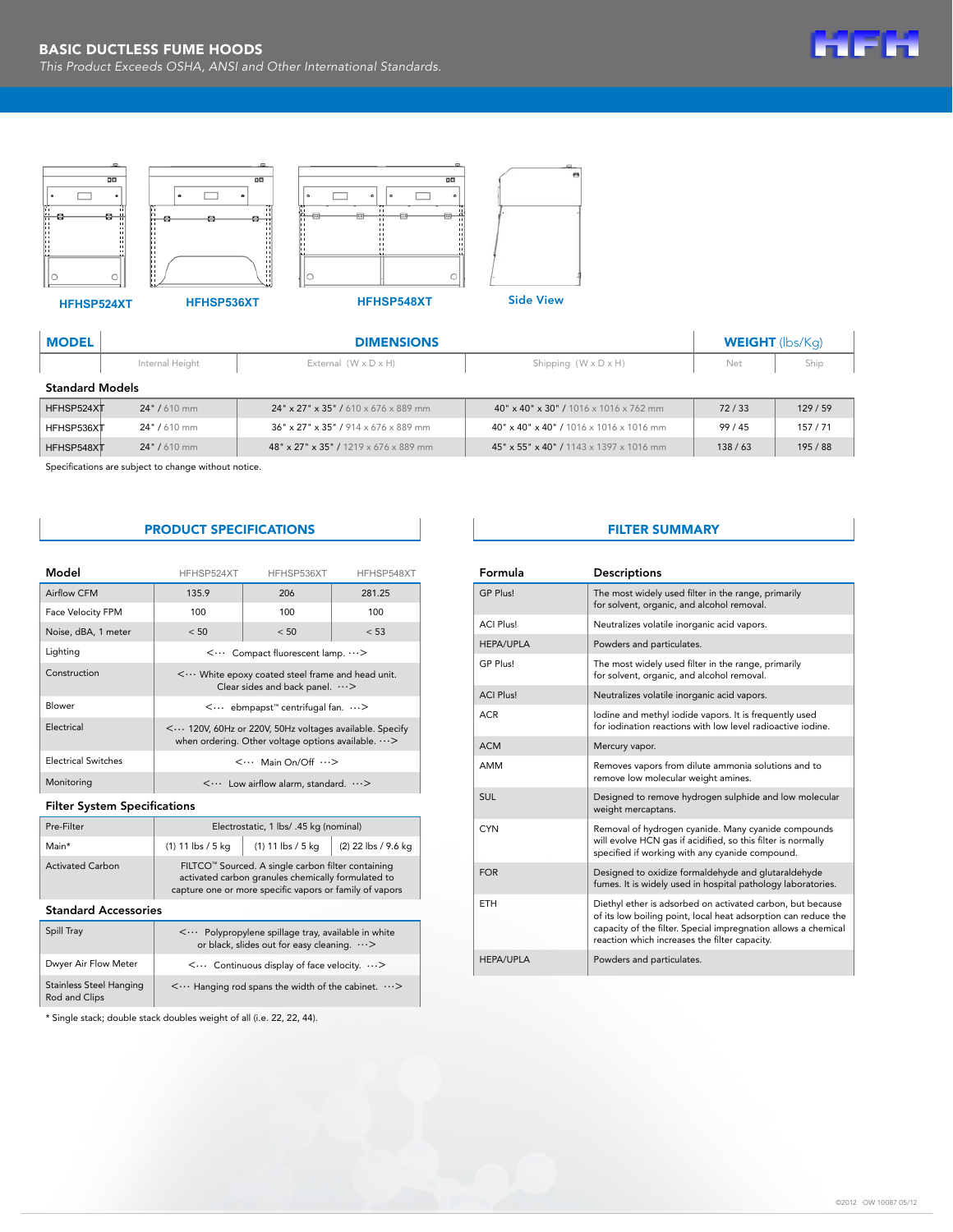## BASIC DUCTLESS FUME HOODS

*This Product Exceeds OSHA, ANSI and Other International Standards.*

HFHSP524XT

HFHSP536XT

HFHSP548XT

Side View

| MODEL | DIMENSIONS | | | WEIGHT (lbs/Kg) | |
|---|---|---|---|---|---|
| | Internal Height | External (W x D x H) | Shipping (W x D x H) | Net | Ship |
| **Standard Models** | | | | | |
| HFHSP524XT | 24" / 610 mm | 24" x 27" x 35" / 610 x 676 x 889 mm | 40" x 40" x 30" / 1016 x 1016 x 762 mm | 72 / 33 | 129 / 59 |
| HFHSP536XT | 24" / 610 mm | 36" x 27" x 35" / 914 x 676 x 889 mm | 40" x 40" x 40" / 1016 x 1016 x 1016 mm | 99 / 45 | 157 / 71 |
| HFHSP548XT | 24" / 610 mm | 48" x 27" x 35" / 1219 x 676 x 889 mm | 45" x 55" x 40" / 1143 x 1397 x 1016 mm | 138 / 63 | 195 / 88 |

Specifications are subject to change without notice.

### PRODUCT SPECIFICATIONS

| Model | HFHSP524XT | HFHSP536XT | HFHSP548XT |
|---|---|---|---|
| Airflow CFM | 135.9 | 206 | 281.25 |
| Face Velocity FPM | 100 | 100 | 100 |
| Noise, dBA, 1 meter | < 50 | < 50 | < 53 |
| Lighting | <··· Compact fluorescent lamp. ···> | | |
| Construction | <··· White epoxy coated steel frame and head unit. Clear sides and back panel. ···> | | |
| Blower | <··· ebmpapst™ centrifugal fan. ···> | | |
| Electrical | <··· 120V, 60Hz or 220V, 50Hz voltages available. Specify when ordering. Other voltage options available. ···> | | |
| Electrical Switches | <··· Main On/Off ···> | | |
| Monitoring | <··· Low airflow alarm, standard. ···> | | |
| **Filter System Specifications** | | | |
| Pre-Filter | Electrostatic, 1 lbs/ .45 kg (nominal) | | |
| Main* | (1) 11 lbs / 5 kg | (1) 11 lbs / 5 kg | (2) 22 lbs / 9.6 kg |
| Activated Carbon | FILTCO™ Sourced. A single carbon filter containing activated carbon granules chemically formulated to capture one or more specific vapors or family of vapors | | |
| **Standard Accessories** | | | |
| Spill Tray | <··· Polypropylene spillage tray, available in white or black, slides out for easy cleaning. ···> | | |
| Dwyer Air Flow Meter | <··· Continuous display of face velocity. ···> | | |
| Stainless Steel Hanging Rod and Clips | <··· Hanging rod spans the width of the cabinet. ···> | | |

\* Single stack; double stack doubles weight of all (i.e. 22, 22, 44).

### FILTER SUMMARY

| Formula | Descriptions |
|---|---|
| GP Plus! | The most widely used filter in the range, primarily for solvent, organic, and alcohol removal. |
| ACI Plus! | Neutralizes volatile inorganic acid vapors. |
| HEPA/UPLA | Powders and particulates. |
| GP Plus! | The most widely used filter in the range, primarily for solvent, organic, and alcohol removal. |
| ACI Plus! | Neutralizes volatile inorganic acid vapors. |
| ACR | Iodine and methyl iodide vapors. It is frequently used for iodination reactions with low level radioactive iodine. |
| ACM | Mercury vapor. |
| AMM | Removes vapors from dilute ammonia solutions and to remove low molecular weight amines. |
| SUL | Designed to remove hydrogen sulphide and low molecular weight mercaptans. |
| CYN | Removal of hydrogen cyanide. Many cyanide compounds will evolve HCN gas if acidified, so this filter is normally specified if working with any cyanide compound. |
| FOR | Designed to oxidize formaldehyde and glutaraldehyde fumes. It is widely used in hospital pathology laboratories. |
| ETH | Diethyl ether is adsorbed on activated carbon, but because of its low boiling point, local heat adsorption can reduce the capacity of the filter. Special impregnation allows a chemical reaction which increases the filter capacity. |
| HEPA/UPLA | Powders and particulates. |

©2012 OW 10087 05/12